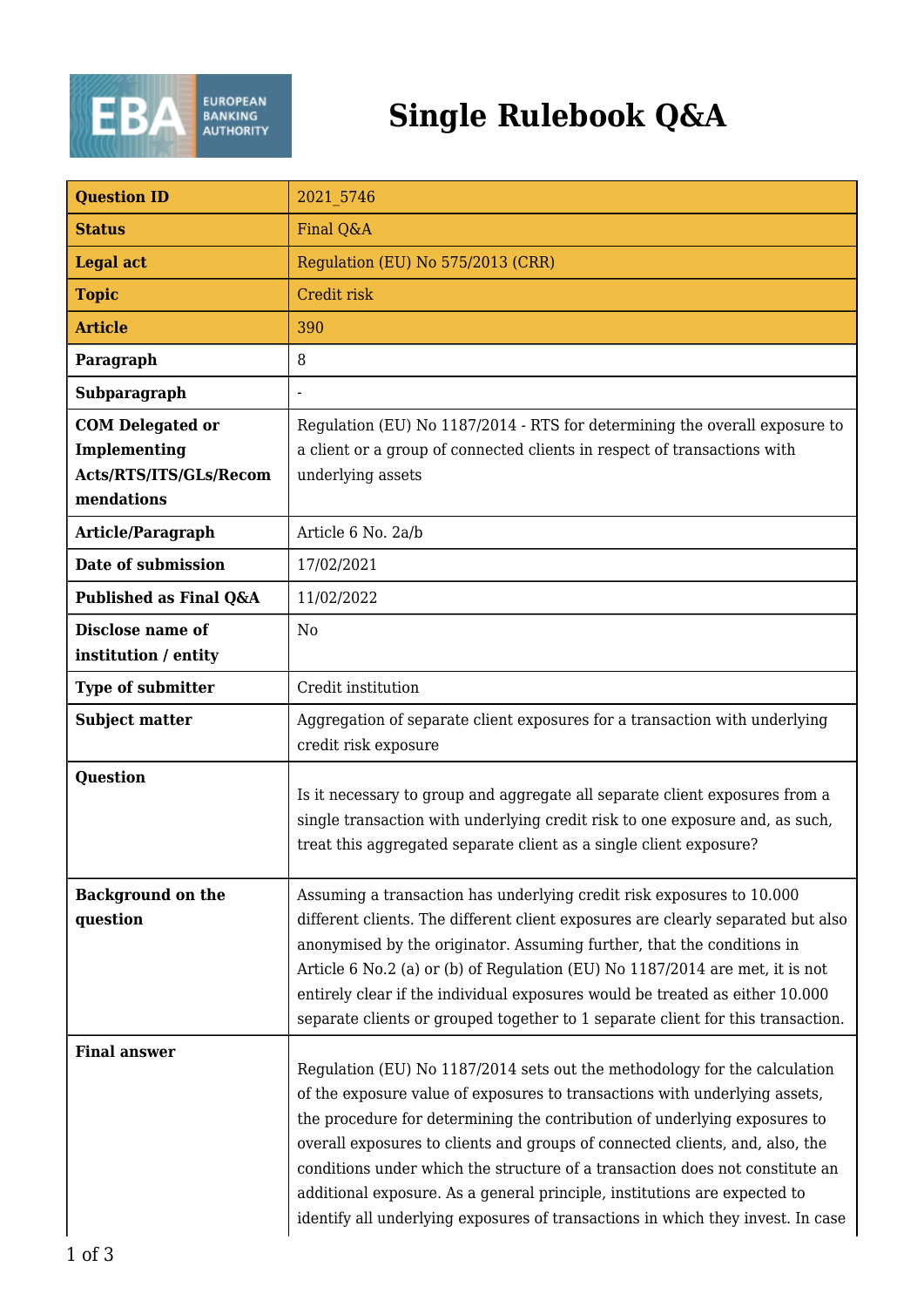# Single Rulebook Q&A

| Question ID | 2021_5746 |
| --- | --- |
| **Status** | Final Q&A |
| **Legal act** | Regulation (EU) No 575/2013 (CRR) |
| **Topic** | Credit risk |
| **Article** | 390 |
| **Paragraph** | 8 |
| **Subparagraph** | - |
| **COM Delegated or Implementing Acts/RTS/ITS/GLs/Recommendations** | Regulation (EU) No 1187/2014 - RTS for determining the overall exposure to a client or a group of connected clients in respect of transactions with underlying assets |
| **Article/Paragraph** | Article 6 No. 2a/b |
| **Date of submission** | 17/02/2021 |
| **Published as Final Q&A** | 11/02/2022 |
| **Disclose name of institution / entity** | No |
| **Type of submitter** | Credit institution |
| **Subject matter** | Aggregation of separate client exposures for a transaction with underlying credit risk exposure |
| **Question** | Is it necessary to group and aggregate all separate client exposures from a single transaction with underlying credit risk to one exposure and, as such, treat this aggregated separate client as a single client exposure? |
| **Background on the question** | Assuming a transaction has underlying credit risk exposures to 10.000 different clients. The different client exposures are clearly separated but also anonymised by the originator. Assuming further, that the conditions in Article 6 No.2 (a) or (b) of Regulation (EU) No 1187/2014 are met, it is not entirely clear if the individual exposures would be treated as either 10.000 separate clients or grouped together to 1 separate client for this transaction. |
| **Final answer** | Regulation (EU) No 1187/2014 sets out the methodology for the calculation of the exposure value of exposures to transactions with underlying assets, the procedure for determining the contribution of underlying exposures to overall exposures to clients and groups of connected clients, and, also, the conditions under which the structure of a transaction does not constitute an additional exposure. As a general principle, institutions are expected to identify all underlying exposures of transactions in which they invest. In case |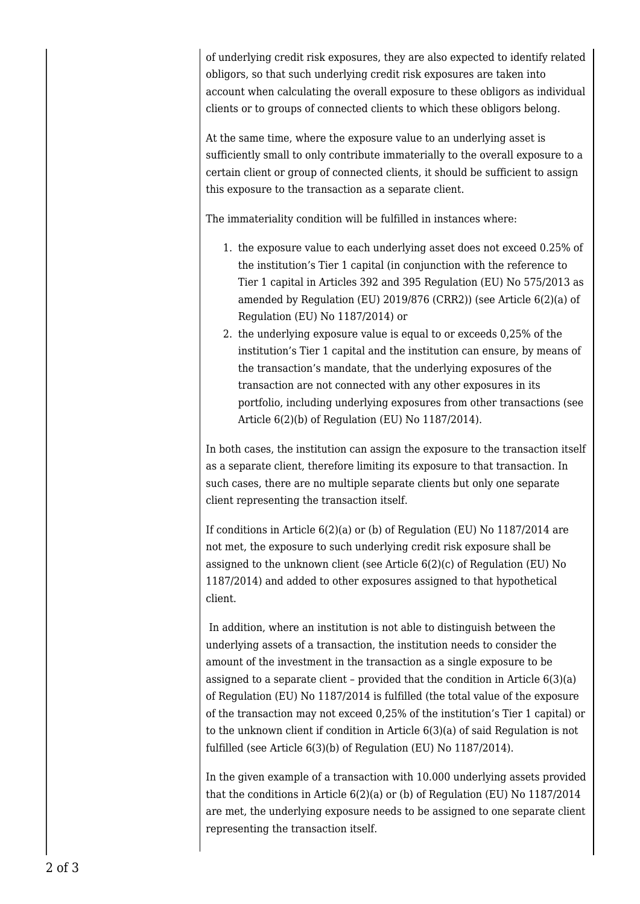of underlying credit risk exposures, they are also expected to identify related obligors, so that such underlying credit risk exposures are taken into account when calculating the overall exposure to these obligors as individual clients or to groups of connected clients to which these obligors belong.

At the same time, where the exposure value to an underlying asset is sufficiently small to only contribute immaterially to the overall exposure to a certain client or group of connected clients, it should be sufficient to assign this exposure to the transaction as a separate client.

The immateriality condition will be fulfilled in instances where:

1. the exposure value to each underlying asset does not exceed 0.25% of the institution's Tier 1 capital (in conjunction with the reference to Tier 1 capital in Articles 392 and 395 Regulation (EU) No 575/2013 as amended by Regulation (EU) 2019/876 (CRR2)) (see Article 6(2)(a) of Regulation (EU) No 1187/2014) or
2. the underlying exposure value is equal to or exceeds 0,25% of the institution's Tier 1 capital and the institution can ensure, by means of the transaction's mandate, that the underlying exposures of the transaction are not connected with any other exposures in its portfolio, including underlying exposures from other transactions (see Article 6(2)(b) of Regulation (EU) No 1187/2014).

In both cases, the institution can assign the exposure to the transaction itself as a separate client, therefore limiting its exposure to that transaction. In such cases, there are no multiple separate clients but only one separate client representing the transaction itself.

If conditions in Article 6(2)(a) or (b) of Regulation (EU) No 1187/2014 are not met, the exposure to such underlying credit risk exposure shall be assigned to the unknown client (see Article 6(2)(c) of Regulation (EU) No 1187/2014) and added to other exposures assigned to that hypothetical client.

In addition, where an institution is not able to distinguish between the underlying assets of a transaction, the institution needs to consider the amount of the investment in the transaction as a single exposure to be assigned to a separate client – provided that the condition in Article 6(3)(a) of Regulation (EU) No 1187/2014 is fulfilled (the total value of the exposure of the transaction may not exceed 0,25% of the institution's Tier 1 capital) or to the unknown client if condition in Article 6(3)(a) of said Regulation is not fulfilled (see Article 6(3)(b) of Regulation (EU) No 1187/2014).

In the given example of a transaction with 10.000 underlying assets provided that the conditions in Article 6(2)(a) or (b) of Regulation (EU) No 1187/2014 are met, the underlying exposure needs to be assigned to one separate client representing the transaction itself.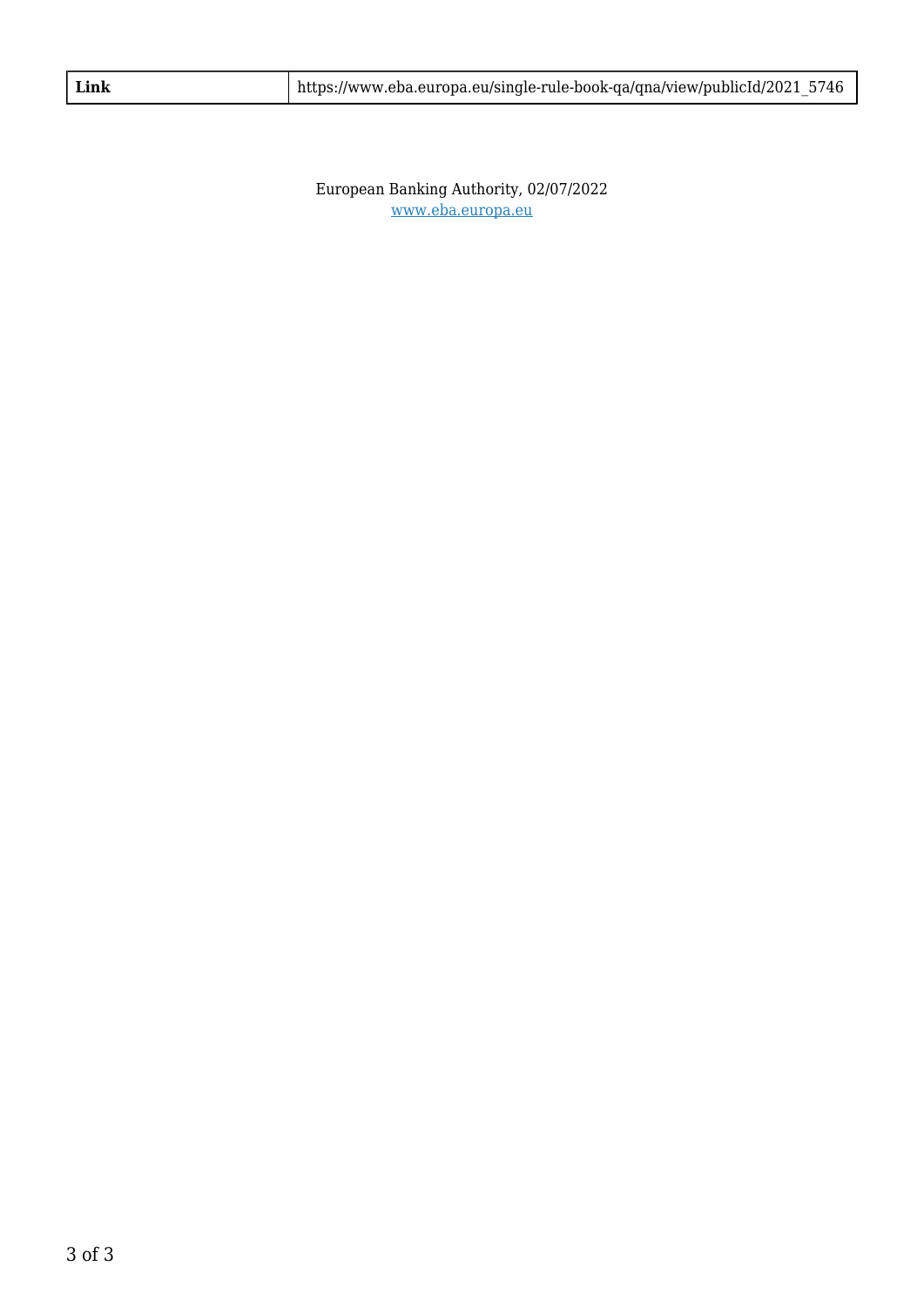| | |
|---|---|
| **Link** | https://www.eba.europa.eu/single-rule-book-qa/qna/view/publicId/2021_5746 |

European Banking Authority, 02/07/2022
www.eba.europa.eu